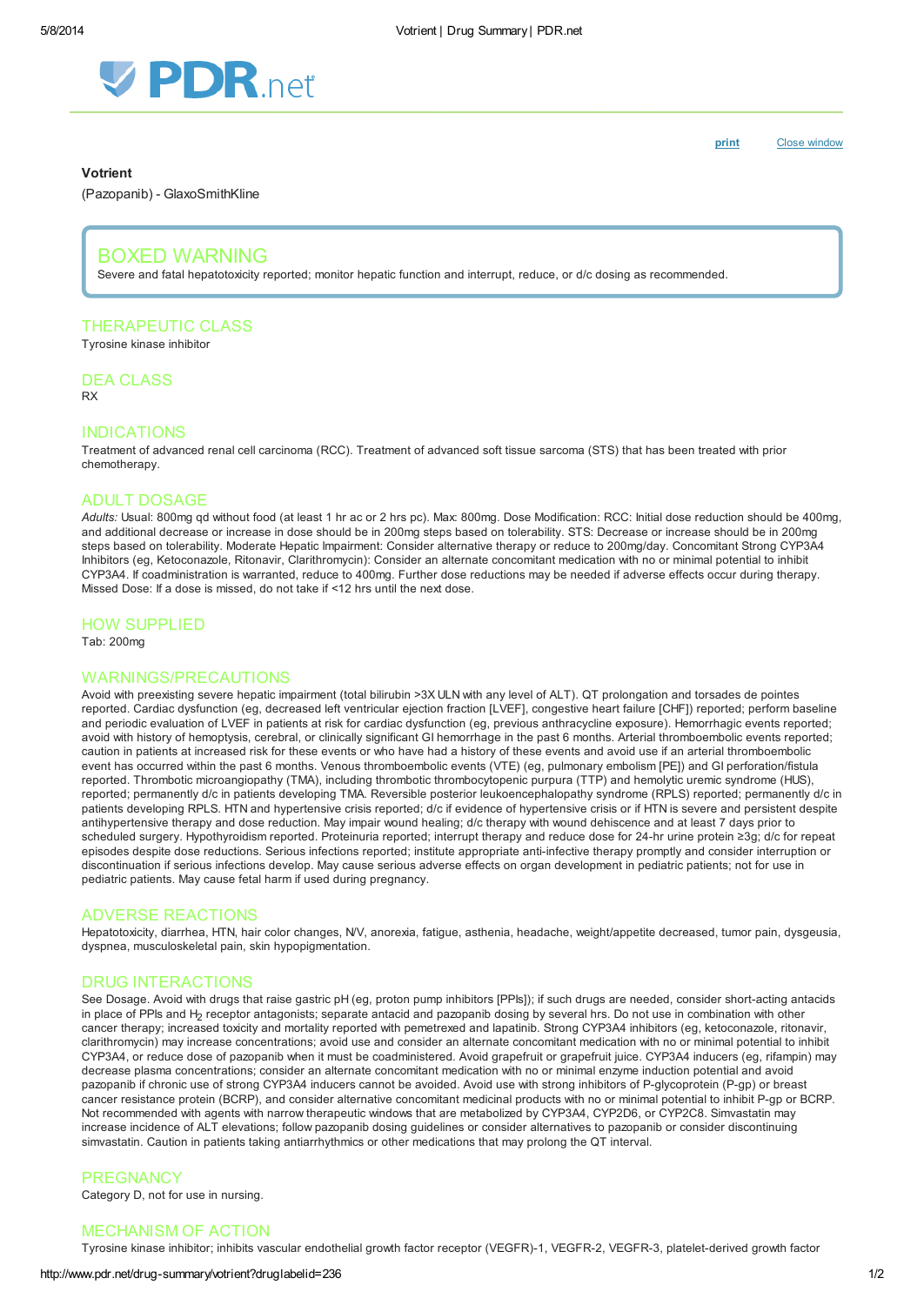**Votrient**

(Pazopanib) - GlaxoSmithKline

## BOXED WARNING

Severe and fatal hepatotoxicity reported; monitor hepatic function and interrupt, reduce, or d/c dosing as recommended.

## THERAPEUTIC CLASS

Tyrosine kinase inhibitor

## DEA CLASS

RX

## INDICATIONS

Treatment of advanced renal cell carcinoma (RCC). Treatment of advanced soft tissue sarcoma (STS) that has been treated with prior chemotherapy.

## ADULT DOSAGE

*Adults:* Usual: 800mg qd without food (at least 1 hr ac or 2 hrs pc). Max: 800mg. Dose Modification: RCC: Initial dose reduction should be 400mg, and additional decrease or increase in dose should be in 200mg steps based on tolerability. STS: Decrease or increase should be in 200mg steps based on tolerability. Moderate Hepatic Impairment: Consider alternative therapy or reduce to 200mg/day. Concomitant Strong CYP3A4 Inhibitors (eg, Ketoconazole, Ritonavir, Clarithromycin): Consider an alternate concomitant medication with no or minimal potential to inhibit CYP3A4. If coadministration is warranted, reduce to 400mg. Further dose reductions may be needed if adverse effects occur during therapy. Missed Dose: If a dose is missed, do not take if <12 hrs until the next dose.

## HOW SUPPLIED

Tab: 200mg

## WARNINGS/PRECAUTIONS

Avoid with preexisting severe hepatic impairment (total bilirubin >3X ULN with any level of ALT). QT prolongation and torsades de pointes reported. Cardiac dysfunction (eg, decreased left ventricular ejection fraction [LVEF], congestive heart failure [CHF]) reported; perform baseline and periodic evaluation of LVEF in patients at risk for cardiac dysfunction (eg, previous anthracycline exposure). Hemorrhagic events reported; avoid with history of hemoptysis, cerebral, or clinically significant GI hemorrhage in the past 6 months. Arterial thromboembolic events reported; caution in patients at increased risk for these events or who have had a history of these events and avoid use if an arterial thromboembolic event has occurred within the past 6 months. Venous thromboembolic events (VTE) (eg, pulmonary embolism [PE]) and GI perforation/fistula reported. Thrombotic microangiopathy (TMA), including thrombotic thrombocytopenic purpura (TTP) and hemolytic uremic syndrome (HUS), reported; permanently d/c in patients developing TMA. Reversible posterior leukoencephalopathy syndrome (RPLS) reported; permanently d/c in patients developing RPLS. HTN and hypertensive crisis reported; d/c if evidence of hypertensive crisis or if HTN is severe and persistent despite antihypertensive therapy and dose reduction. May impair wound healing; d/c therapy with wound dehiscence and at least 7 days prior to scheduled surgery. Hypothyroidism reported. Proteinuria reported; interrupt therapy and reduce dose for 24-hr urine protein ≥3g; d/c for repeat episodes despite dose reductions. Serious infections reported; institute appropriate anti-infective therapy promptly and consider interruption or discontinuation if serious infections develop. May cause serious adverse effects on organ development in pediatric patients; not for use in pediatric patients. May cause fetal harm if used during pregnancy.

## ADVERSE REACTIONS

Hepatotoxicity, diarrhea, HTN, hair color changes, N/V, anorexia, fatigue, asthenia, headache, weight/appetite decreased, tumor pain, dysgeusia, dyspnea, musculoskeletal pain, skin hypopigmentation.

## DRUG INTERACTIONS

See Dosage. Avoid with drugs that raise gastric pH (eg, proton pump inhibitors [PPIs]); if such drugs are needed, consider short-acting antacids in place of PPIs and $H_2$ receptor antagonists; separate antacid and pazopanib dosing by several hrs. Do not use in combination with other cancer therapy; increased toxicity and mortality reported with pemetrexed and lapatinib. Strong CYP3A4 inhibitors (eg, ketoconazole, ritonavir, clarithromycin) may increase concentrations; avoid use and consider an alternate concomitant medication with no or minimal potential to inhibit CYP3A4, or reduce dose of pazopanib when it must be coadministered. Avoid grapefruit or grapefruit juice. CYP3A4 inducers (eg, rifampin) may decrease plasma concentrations; consider an alternate concomitant medication with no or minimal enzyme induction potential and avoid pazopanib if chronic use of strong CYP3A4 inducers cannot be avoided. Avoid use with strong inhibitors of P-glycoprotein (P-gp) or breast cancer resistance protein (BCRP), and consider alternative concomitant medicinal products with no or minimal potential to inhibit P-gp or BCRP. Not recommended with agents with narrow therapeutic windows that are metabolized by CYP3A4, CYP2D6, or CYP2C8. Simvastatin may increase incidence of ALT elevations; follow pazopanib dosing guidelines or consider alternatives to pazopanib or consider discontinuing simvastatin. Caution in patients taking antiarrhythmics or other medications that may prolong the QT interval.

## PREGNANCY

Category D, not for use in nursing.

## MECHANISM OF ACTION

Tyrosine kinase inhibitor; inhibits vascular endothelial growth factor receptor (VEGFR)-1, VEGFR-2, VEGFR-3, platelet-derived growth factor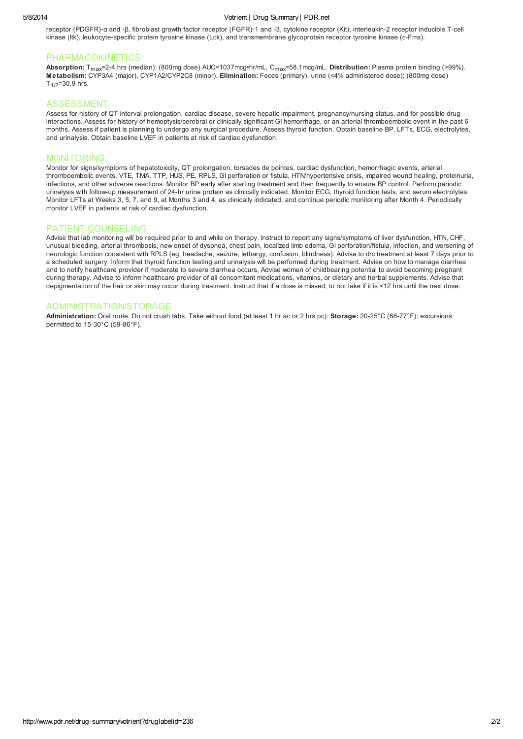receptor (PDGFR)-α and -β, fibroblast growth factor receptor (FGFR)-1 and -3, cytokine receptor (Kit), interleukin-2 receptor inducible T-cell kinase (Itk), leukocyte-specific protein tyrosine kinase (Lck), and transmembrane glycoprotein receptor tyrosine kinase (c-Fms).

## PHARMACOKINETICS

**Absorption:** $T_{max}$=2-4 hrs (median); (800mg dose) AUC=1037mcg•hr/mL, $C_{max}$=58.1mcg/mL. **Distribution:** Plasma protein binding (>99%). **Metabolism:** CYP3A4 (major), CYP1A2/CYP2C8 (minor). **Elimination:** Feces (primary), urine (<4% administered dose); (800mg dose) $T_{1/2}$=30.9 hrs.

## ASSESSMENT

Assess for history of QT interval prolongation, cardiac disease, severe hepatic impairment, pregnancy/nursing status, and for possible drug interactions. Assess for history of hemoptysis/cerebral or clinically significant GI hemorrhage, or an arterial thromboembolic event in the past 6 months. Assess if patient is planning to undergo any surgical procedure. Assess thyroid function. Obtain baseline BP, LFTs, ECG, electrolytes, and urinalysis. Obtain baseline LVEF in patients at risk of cardiac dysfunction.

## MONITORING

Monitor for signs/symptoms of hepatotoxicity, QT prolongation, torsades de pointes, cardiac dysfunction, hemorrhagic events, arterial thromboembolic events, VTE, TMA, TTP, HUS, PE, RPLS, GI perforation or fistula, HTN/hypertensive crisis, impaired wound healing, proteinuria, infections, and other adverse reactions. Monitor BP early after starting treatment and then frequently to ensure BP control. Perform periodic urinalysis with follow-up measurement of 24-hr urine protein as clinically indicated. Monitor ECG, thyroid function tests, and serum electrolytes. Monitor LFTs at Weeks 3, 5, 7, and 9, at Months 3 and 4, as clinically indicated, and continue periodic monitoring after Month 4. Periodically monitor LVEF in patients at risk of cardiac dysfunction.

## PATIENT COUNSELING

Advise that lab monitoring will be required prior to and while on therapy. Instruct to report any signs/symptoms of liver dysfunction, HTN, CHF, unusual bleeding, arterial thrombosis, new onset of dyspnea, chest pain, localized limb edema, GI perforation/fistula, infection, and worsening of neurologic function consistent with RPLS (eg, headache, seizure, lethargy, confusion, blindness). Advise to d/c treatment at least 7 days prior to a scheduled surgery. Inform that thyroid function testing and urinalysis will be performed during treatment. Advise on how to manage diarrhea and to notify healthcare provider if moderate to severe diarrhea occurs. Advise women of childbearing potential to avoid becoming pregnant during therapy. Advise to inform healthcare provider of all concomitant medications, vitamins, or dietary and herbal supplements. Advise that depigmentation of the hair or skin may occur during treatment. Instruct that if a dose is missed, to not take if it is <12 hrs until the next dose.

## ADMINISTRATION/STORAGE

**Administration:** Oral route. Do not crush tabs. Take without food (at least 1 hr ac or 2 hrs pc). **Storage:** 20-25°C (68-77°F); excursions permitted to 15-30°C (59-86°F).